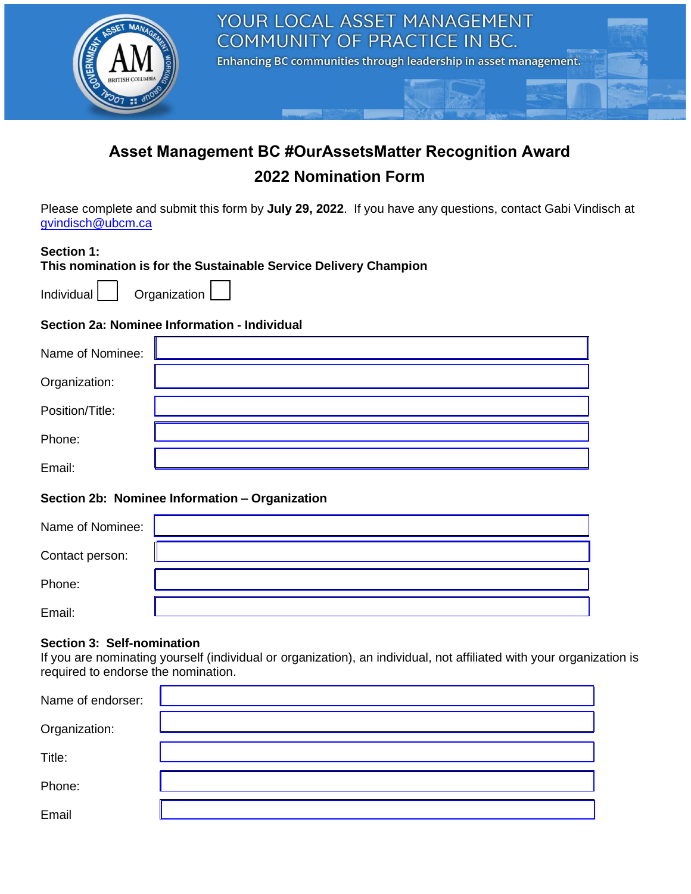YOUR LOCAL ASSET MANAGEMENT COMMUNITY OF PRACTICE IN BC.

Enhancing BC communities through leadership in asset management.

# Asset Management BC #OurAssetsMatter Recognition Award

## 2022 Nomination Form

Please complete and submit this form by **July 29, 2022**. If you have any questions, contact Gabi Vindisch at gvindisch@ubcm.ca

**Section 1:**
**This nomination is for the Sustainable Service Delivery Champion**

Individual ☐ Organization ☐

**Section 2a: Nominee Information - Individual**

| | |
|---|---|
| Name of Nominee: | |
| Organization: | |
| Position/Title: | |
| Phone: | |
| Email: | |

**Section 2b: Nominee Information – Organization**

| | |
|---|---|
| Name of Nominee: | |
| Contact person: | |
| Phone: | |
| Email: | |

**Section 3: Self-nomination**

If you are nominating yourself (individual or organization), an individual, not affiliated with your organization is required to endorse the nomination.

| | |
|---|---|
| Name of endorser: | |
| Organization: | |
| Title: | |
| Phone: | |
| Email | |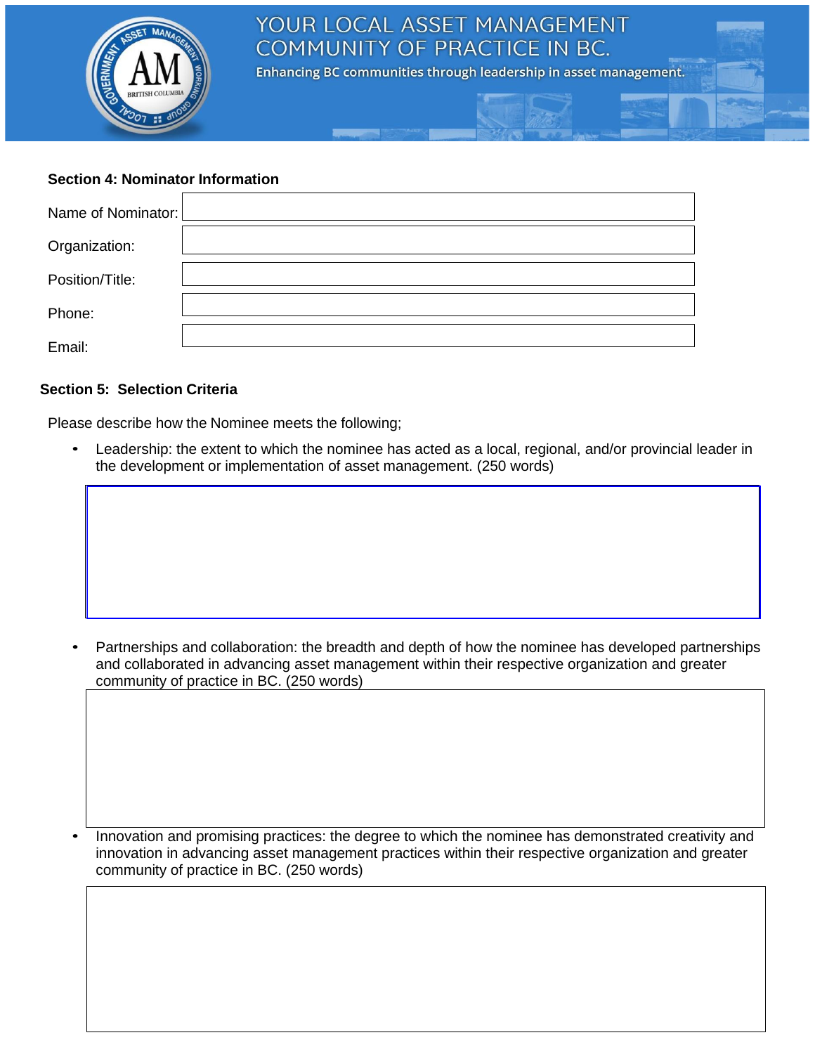**Section 4: Nominator Information**

| | |
|---|---|
| Name of Nominator: | |
| Organization: | |
| Position/Title: | |
| Phone: | |
| Email: | |

**Section 5: Selection Criteria**

Please describe how the Nominee meets the following;

- Leadership: the extent to which the nominee has acted as a local, regional, and/or provincial leader in the development or implementation of asset management. (250 words)

- Partnerships and collaboration: the breadth and depth of how the nominee has developed partnerships and collaborated in advancing asset management within their respective organization and greater community of practice in BC. (250 words)

- Innovation and promising practices: the degree to which the nominee has demonstrated creativity and innovation in advancing asset management practices within their respective organization and greater community of practice in BC. (250 words)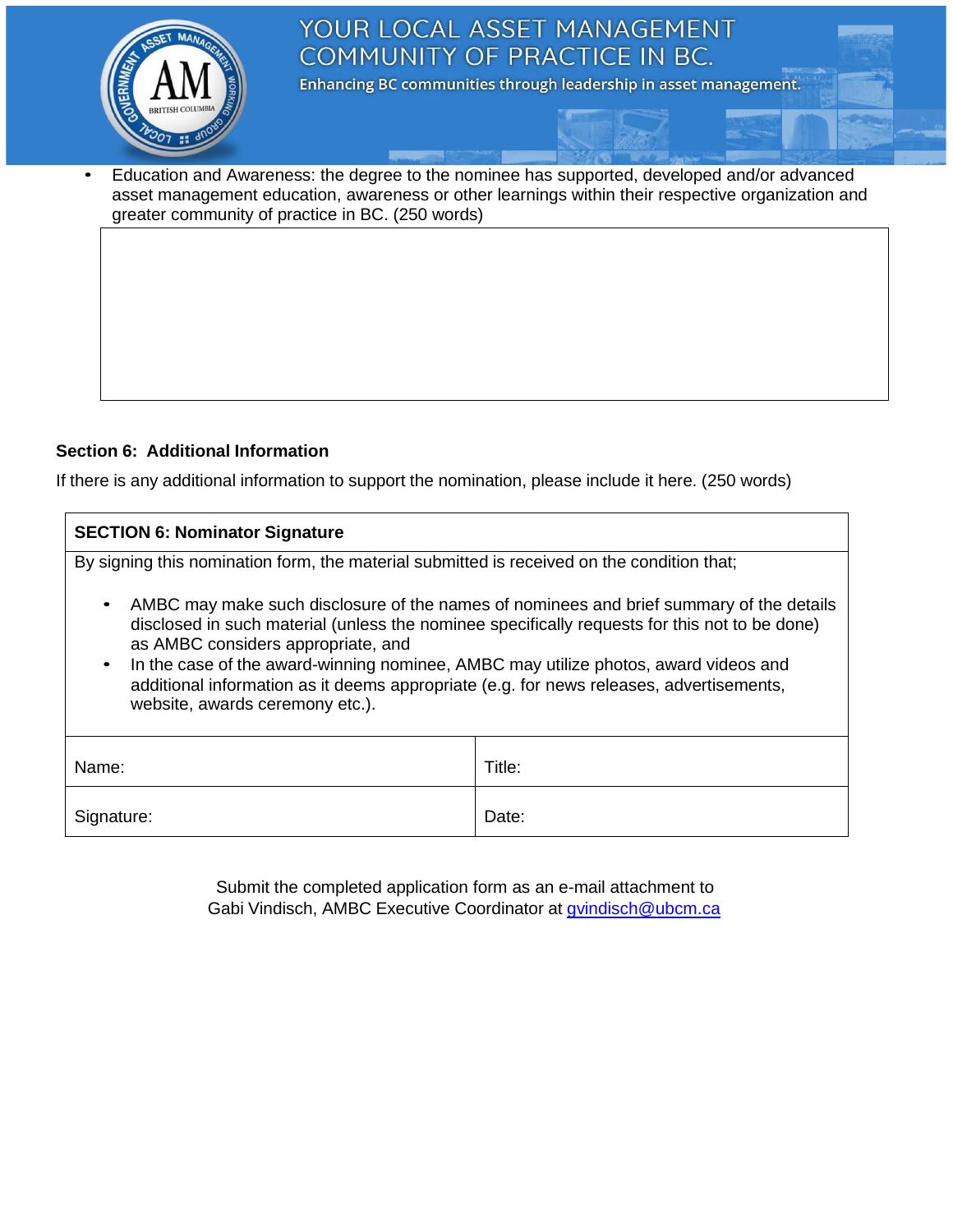- Education and Awareness: the degree to the nominee has supported, developed and/or advanced asset management education, awareness or other learnings within their respective organization and greater community of practice in BC. (250 words)

| |
|---|
| |

**Section 6: Additional Information**

If there is any additional information to support the nomination, please include it here. (250 words)

**SECTION 6: Nominator Signature**

By signing this nomination form, the material submitted is received on the condition that;

- AMBC may make such disclosure of the names of nominees and brief summary of the details disclosed in such material (unless the nominee specifically requests for this not to be done) as AMBC considers appropriate, and
- In the case of the award-winning nominee, AMBC may utilize photos, award videos and additional information as it deems appropriate (e.g. for news releases, advertisements, website, awards ceremony etc.).

| | |
|---|---|
| Name: | Title: |
| Signature: | Date: |

Submit the completed application form as an e-mail attachment to
Gabi Vindisch, AMBC Executive Coordinator at gvindisch@ubcm.ca